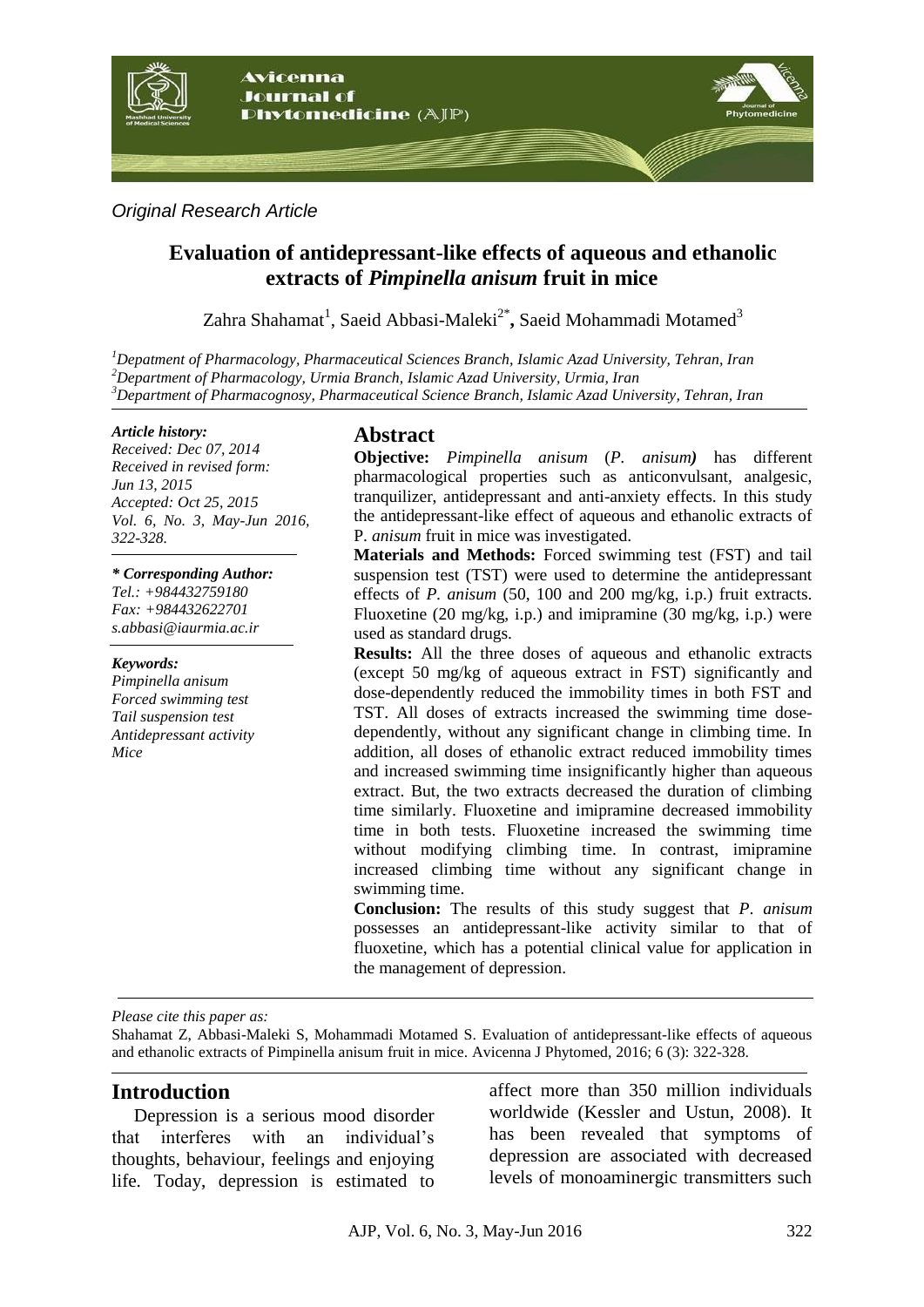*Original Research Article*

# Evaluation of antidepressant-like effects of aqueous and ethanolic extracts of *Pimpinella anisum* fruit in mice

Zahra Shahamat[1], Saeid Abbasi-Maleki[2*], Saeid Mohammadi Motamed[3]

[1]*Depatment of Pharmacology, Pharmaceutical Sciences Branch, Islamic Azad University, Tehran, Iran*
[2]*Department of Pharmacology, Urmia Branch, Islamic Azad University, Urmia, Iran*
[3]*Department of Pharmacognosy, Pharmaceutical Science Branch, Islamic Azad University, Tehran, Iran*

***Article history:***
*Received: Dec 07, 2014*
*Received in revised form: Jun 13, 2015*
*Accepted: Oct 25, 2015*
*Vol. 6, No. 3, May-Jun 2016, 322-328.*

***\* Corresponding Author:***
*Tel.: +984432759180*
*Fax: +984432622701*
*s.abbasi@iaurmia.ac.ir*

***Keywords:***
*Pimpinella anisum*
*Forced swimming test*
*Tail suspension test*
*Antidepressant activity*
*Mice*

## Abstract

**Objective:** *Pimpinella anisum* (*P. anisum)* has different pharmacological properties such as anticonvulsant, analgesic, tranquilizer, antidepressant and anti-anxiety effects. In this study the antidepressant-like effect of aqueous and ethanolic extracts of P. *anisum* fruit in mice was investigated.

**Materials and Methods:** Forced swimming test (FST) and tail suspension test (TST) were used to determine the antidepressant effects of *P. anisum* (50, 100 and 200 mg/kg, i.p.) fruit extracts. Fluoxetine (20 mg/kg, i.p.) and imipramine (30 mg/kg, i.p.) were used as standard drugs.

**Results:** All the three doses of aqueous and ethanolic extracts (except 50 mg/kg of aqueous extract in FST) significantly and dose-dependently reduced the immobility times in both FST and TST. All doses of extracts increased the swimming time dose-dependently, without any significant change in climbing time. In addition, all doses of ethanolic extract reduced immobility times and increased swimming time insignificantly higher than aqueous extract. But, the two extracts decreased the duration of climbing time similarly. Fluoxetine and imipramine decreased immobility time in both tests. Fluoxetine increased the swimming time without modifying climbing time. In contrast, imipramine increased climbing time without any significant change in swimming time.

**Conclusion:** The results of this study suggest that *P. anisum* possesses an antidepressant-like activity similar to that of fluoxetine, which has a potential clinical value for application in the management of depression.

*Please cite this paper as:*

Shahamat Z, Abbasi-Maleki S, Mohammadi Motamed S. Evaluation of antidepressant-like effects of aqueous and ethanolic extracts of Pimpinella anisum fruit in mice. Avicenna J Phytomed, 2016; 6 (3): 322-328.

## Introduction

Depression is a serious mood disorder that interferes with an individual's thoughts, behaviour, feelings and enjoying life. Today, depression is estimated to affect more than 350 million individuals worldwide (Kessler and Ustun, 2008). It has been revealed that symptoms of depression are associated with decreased levels of monoaminergic transmitters such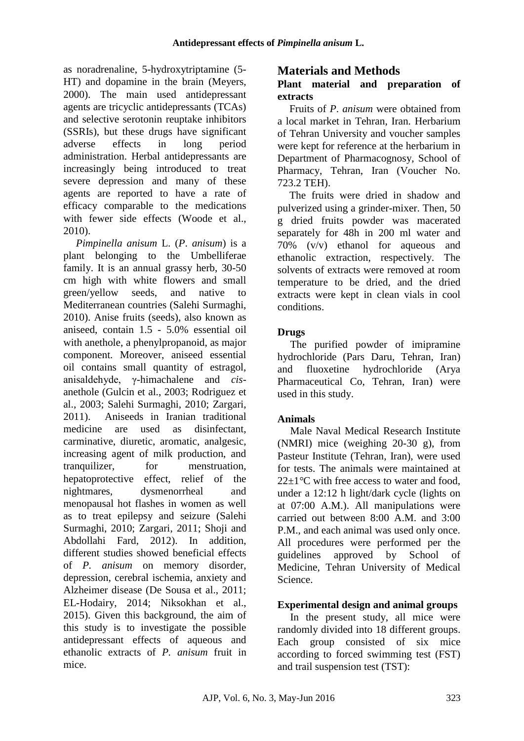as noradrenaline, 5-hydroxytriptamine (5-HT) and dopamine in the brain (Meyers, 2000). The main used antidepressant agents are tricyclic antidepressants (TCAs) and selective serotonin reuptake inhibitors (SSRIs), but these drugs have significant adverse effects in long period administration. Herbal antidepressants are increasingly being introduced to treat severe depression and many of these agents are reported to have a rate of efficacy comparable to the medications with fewer side effects (Woode et al., 2010).

*Pimpinella anisum* L. (*P. anisum*) is a plant belonging to the Umbelliferae family. It is an annual grassy herb, 30-50 cm high with white flowers and small green/yellow seeds, and native to Mediterranean countries (Salehi Surmaghi, 2010). Anise fruits (seeds), also known as aniseed, contain 1.5 - 5.0% essential oil with anethole, a phenylpropanoid, as major component. Moreover, aniseed essential oil contains small quantity of estragol, anisaldehyde, γ-himachalene and *cis*-anethole (Gulcin et al., 2003; Rodriguez et al., 2003; Salehi Surmaghi, 2010; Zargari, 2011). Aniseeds in Iranian traditional medicine are used as disinfectant, carminative, diuretic, aromatic, analgesic, increasing agent of milk production, and tranquilizer, for menstruation, hepatoprotective effect, relief of the nightmares, dysmenorrheal and menopausal hot flashes in women as well as to treat epilepsy and seizure (Salehi Surmaghi, 2010; Zargari, 2011; Shoji and Abdollahi Fard, 2012). In addition, different studies showed beneficial effects of *P. anisum* on memory disorder, depression, cerebral ischemia, anxiety and Alzheimer disease (De Sousa et al., 2011; EL-Hodairy, 2014; Niksokhan et al., 2015). Given this background, the aim of this study is to investigate the possible antidepressant effects of aqueous and ethanolic extracts of *P. anisum* fruit in mice.

## Materials and Methods

### Plant material and preparation of extracts

Fruits of *P. anisum* were obtained from a local market in Tehran, Iran. Herbarium of Tehran University and voucher samples were kept for reference at the herbarium in Department of Pharmacognosy, School of Pharmacy, Tehran, Iran (Voucher No. 723.2 TEH).

The fruits were dried in shadow and pulverized using a grinder-mixer. Then, 50 g dried fruits powder was macerated separately for 48h in 200 ml water and 70% (v/v) ethanol for aqueous and ethanolic extraction, respectively. The solvents of extracts were removed at room temperature to be dried, and the dried extracts were kept in clean vials in cool conditions.

### Drugs

The purified powder of imipramine hydrochloride (Pars Daru, Tehran, Iran) and fluoxetine hydrochloride (Arya Pharmaceutical Co, Tehran, Iran) were used in this study.

### Animals

Male Naval Medical Research Institute (NMRI) mice (weighing 20-30 g), from Pasteur Institute (Tehran, Iran), were used for tests. The animals were maintained at 22±1°C with free access to water and food, under a 12:12 h light/dark cycle (lights on at 07:00 A.M.). All manipulations were carried out between 8:00 A.M. and 3:00 P.M., and each animal was used only once. All procedures were performed per the guidelines approved by School of Medicine, Tehran University of Medical Science.

### Experimental design and animal groups

In the present study, all mice were randomly divided into 18 different groups. Each group consisted of six mice according to forced swimming test (FST) and trail suspension test (TST):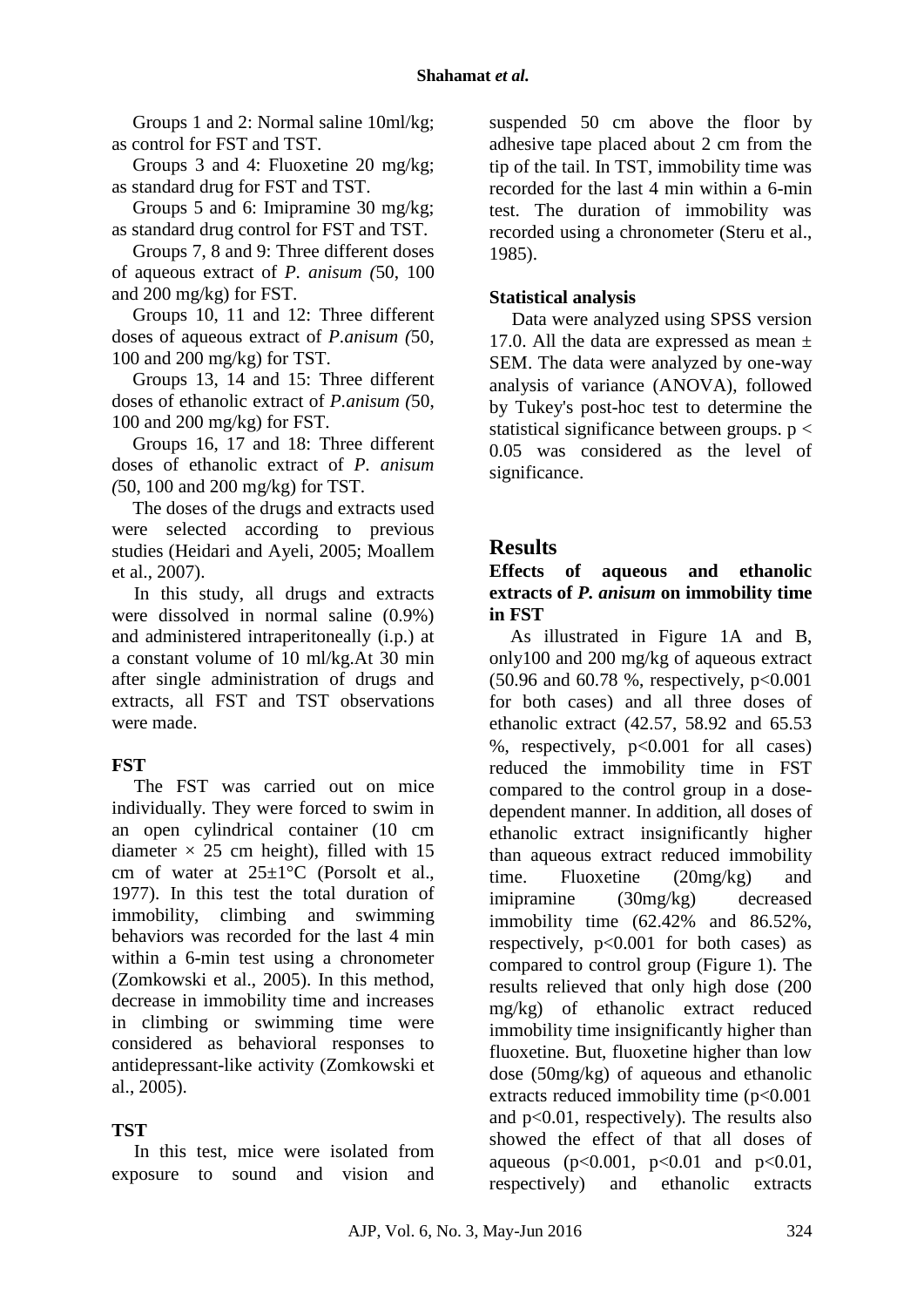Groups 1 and 2: Normal saline 10ml/kg; as control for FST and TST.

Groups 3 and 4: Fluoxetine 20 mg/kg; as standard drug for FST and TST.

Groups 5 and 6: Imipramine 30 mg/kg; as standard drug control for FST and TST.

Groups 7, 8 and 9: Three different doses of aqueous extract of *P. anisum (*50, 100 and 200 mg/kg) for FST.

Groups 10, 11 and 12: Three different doses of aqueous extract of *P.anisum (*50, 100 and 200 mg/kg) for TST.

Groups 13, 14 and 15: Three different doses of ethanolic extract of *P.anisum (*50, 100 and 200 mg/kg) for FST.

Groups 16, 17 and 18: Three different doses of ethanolic extract of *P. anisum (*50, 100 and 200 mg/kg) for TST.

The doses of the drugs and extracts used were selected according to previous studies (Heidari and Ayeli, 2005; Moallem et al., 2007).

In this study, all drugs and extracts were dissolved in normal saline (0.9%) and administered intraperitoneally (i.p.) at a constant volume of 10 ml/kg.At 30 min after single administration of drugs and extracts, all FST and TST observations were made.

### FST

The FST was carried out on mice individually. They were forced to swim in an open cylindrical container (10 cm diameter × 25 cm height), filled with 15 cm of water at 25±1°C (Porsolt et al., 1977). In this test the total duration of immobility, climbing and swimming behaviors was recorded for the last 4 min within a 6-min test using a chronometer (Zomkowski et al., 2005). In this method, decrease in immobility time and increases in climbing or swimming time were considered as behavioral responses to antidepressant-like activity (Zomkowski et al., 2005).

### TST

In this test, mice were isolated from exposure to sound and vision and suspended 50 cm above the floor by adhesive tape placed about 2 cm from the tip of the tail. In TST, immobility time was recorded for the last 4 min within a 6-min test. The duration of immobility was recorded using a chronometer (Steru et al., 1985).

### Statistical analysis

Data were analyzed using SPSS version 17.0. All the data are expressed as mean ± SEM. The data were analyzed by one-way analysis of variance (ANOVA), followed by Tukey's post-hoc test to determine the statistical significance between groups. $p < 0.05$ was considered as the level of significance.

## Results

### Effects of aqueous and ethanolic extracts of *P. anisum* on immobility time in FST

As illustrated in Figure 1A and B, only100 and 200 mg/kg of aqueous extract (50.96 and 60.78 %, respectively, $p<0.001$ for both cases) and all three doses of ethanolic extract (42.57, 58.92 and 65.53 %, respectively, $p<0.001$ for all cases) reduced the immobility time in FST compared to the control group in a dose-dependent manner. In addition, all doses of ethanolic extract insignificantly higher than aqueous extract reduced immobility time. Fluoxetine (20mg/kg) and imipramine (30mg/kg) decreased immobility time (62.42% and 86.52%, respectively, $p<0.001$ for both cases) as compared to control group (Figure 1). The results relieved that only high dose (200 mg/kg) of ethanolic extract reduced immobility time insignificantly higher than fluoxetine. But, fluoxetine higher than low dose (50mg/kg) of aqueous and ethanolic extracts reduced immobility time ($p<0.001$ and $p<0.01$, respectively). The results also showed the effect of that all doses of aqueous ($p<0.001$, $p<0.01$ and $p<0.01$, respectively) and ethanolic extracts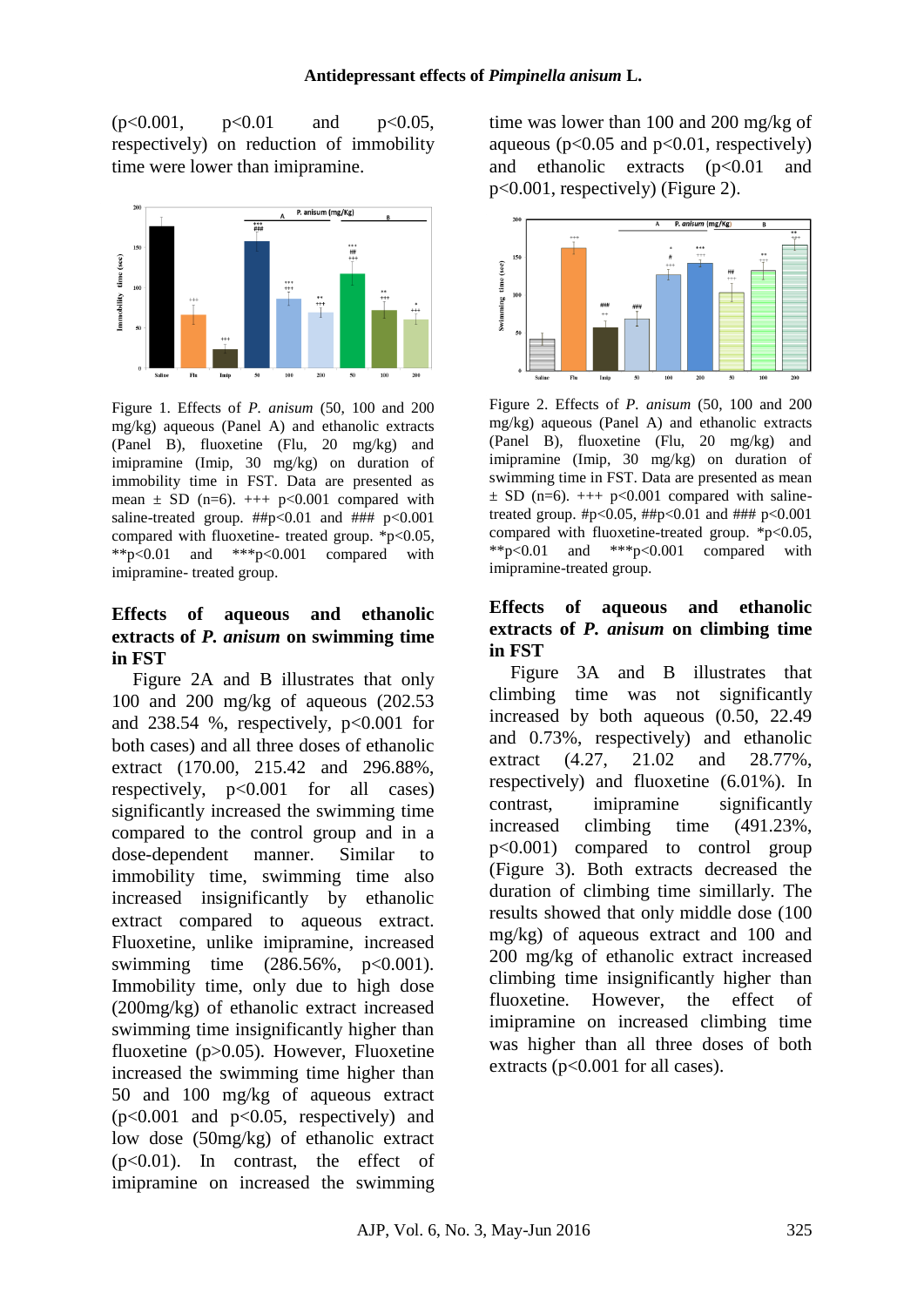(p<0.001, p<0.01 and p<0.05, respectively) on reduction of immobility time were lower than imipramine.

Figure 1. Effects of *P. anisum* (50, 100 and 200 mg/kg) aqueous (Panel A) and ethanolic extracts (Panel B), fluoxetine (Flu, 20 mg/kg) and imipramine (Imip, 30 mg/kg) on duration of immobility time in FST. Data are presented as mean ± SD (n=6). +++ p<0.001 compared with saline-treated group. ##p<0.01 and ### p<0.001 compared with fluoxetine- treated group. *p<0.05, **p<0.01 and ***p<0.001 compared with imipramine- treated group.

### Effects of aqueous and ethanolic extracts of *P. anisum* on swimming time in FST

Figure 2A and B illustrates that only 100 and 200 mg/kg of aqueous (202.53 and 238.54 %, respectively, p<0.001 for both cases) and all three doses of ethanolic extract (170.00, 215.42 and 296.88%, respectively, p<0.001 for all cases) significantly increased the swimming time compared to the control group and in a dose-dependent manner. Similar to immobility time, swimming time also increased insignificantly by ethanolic extract compared to aqueous extract. Fluoxetine, unlike imipramine, increased swimming time (286.56%, p<0.001). Immobility time, only due to high dose (200mg/kg) of ethanolic extract increased swimming time insignificantly higher than fluoxetine (p>0.05). However, Fluoxetine increased the swimming time higher than 50 and 100 mg/kg of aqueous extract (p<0.001 and p<0.05, respectively) and low dose (50mg/kg) of ethanolic extract (p<0.01). In contrast, the effect of imipramine on increased the swimming time was lower than 100 and 200 mg/kg of aqueous (p<0.05 and p<0.01, respectively) and ethanolic extracts (p<0.01 and p<0.001, respectively) (Figure 2).

Figure 2. Effects of *P. anisum* (50, 100 and 200 mg/kg) aqueous (Panel A) and ethanolic extracts (Panel B), fluoxetine (Flu, 20 mg/kg) and imipramine (Imip, 30 mg/kg) on duration of swimming time in FST. Data are presented as mean ± SD (n=6). +++ p<0.001 compared with saline-treated group. #p<0.05, ##p<0.01 and ### p<0.001 compared with fluoxetine-treated group. *p<0.05, **p<0.01 and ***p<0.001 compared with imipramine-treated group.

### Effects of aqueous and ethanolic extracts of *P. anisum* on climbing time in FST

Figure 3A and B illustrates that climbing time was not significantly increased by both aqueous (0.50, 22.49 and 0.73%, respectively) and ethanolic extract (4.27, 21.02 and 28.77%, respectively) and fluoxetine (6.01%). In contrast, imipramine significantly increased climbing time (491.23%, p<0.001) compared to control group (Figure 3). Both extracts decreased the duration of climbing time simillarly. The results showed that only middle dose (100 mg/kg) of aqueous extract and 100 and 200 mg/kg of ethanolic extract increased climbing time insignificantly higher than fluoxetine. However, the effect of imipramine on increased climbing time was higher than all three doses of both extracts (p<0.001 for all cases).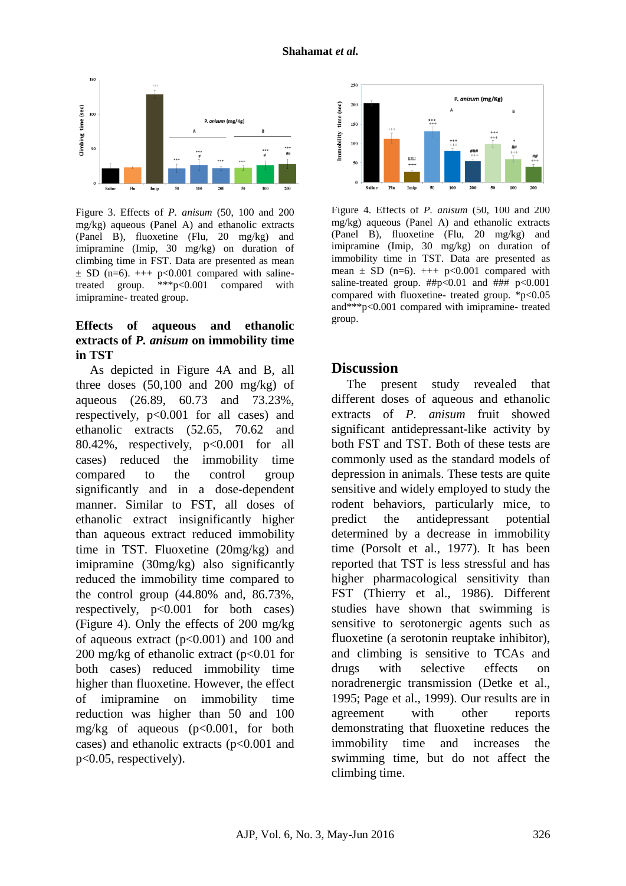Figure 3. Effects of *P. anisum* (50, 100 and 200 mg/kg) aqueous (Panel A) and ethanolic extracts (Panel B), fluoxetine (Flu, 20 mg/kg) and imipramine (Imip, 30 mg/kg) on duration of climbing time in FST. Data are presented as mean ± SD (n=6). +++ p<0.001 compared with saline-treated group. ***p<0.001 compared with imipramine- treated group.

Figure 4. Effects of *P. anisum* (50, 100 and 200 mg/kg) aqueous (Panel A) and ethanolic extracts (Panel B), fluoxetine (Flu, 20 mg/kg) and imipramine (Imip, 30 mg/kg) on duration of immobility time in TST. Data are presented as mean ± SD (n=6). +++ p<0.001 compared with saline-treated group. ##p<0.01 and ### p<0.001 compared with fluoxetine- treated group. *p<0.05 and***p<0.001 compared with imipramine- treated group.

### Effects of aqueous and ethanolic extracts of *P. anisum* on immobility time in TST

As depicted in Figure 4A and B, all three doses (50,100 and 200 mg/kg) of aqueous (26.89, 60.73 and 73.23%, respectively, p<0.001 for all cases) and ethanolic extracts (52.65, 70.62 and 80.42%, respectively, p<0.001 for all cases) reduced the immobility time compared to the control group significantly and in a dose-dependent manner. Similar to FST, all doses of ethanolic extract insignificantly higher than aqueous extract reduced immobility time in TST. Fluoxetine (20mg/kg) and imipramine (30mg/kg) also significantly reduced the immobility time compared to the control group (44.80% and, 86.73%, respectively, p<0.001 for both cases) (Figure 4). Only the effects of 200 mg/kg of aqueous extract (p<0.001) and 100 and 200 mg/kg of ethanolic extract (p<0.01 for both cases) reduced immobility time higher than fluoxetine. However, the effect of imipramine on immobility time reduction was higher than 50 and 100 mg/kg of aqueous (p<0.001, for both cases) and ethanolic extracts (p<0.001 and p<0.05, respectively).

## Discussion

The present study revealed that different doses of aqueous and ethanolic extracts of *P. anisum* fruit showed significant antidepressant-like activity by both FST and TST. Both of these tests are commonly used as the standard models of depression in animals. These tests are quite sensitive and widely employed to study the rodent behaviors, particularly mice, to predict the antidepressant potential determined by a decrease in immobility time (Porsolt et al., 1977). It has been reported that TST is less stressful and has higher pharmacological sensitivity than FST (Thierry et al., 1986). Different studies have shown that swimming is sensitive to serotonergic agents such as fluoxetine (a serotonin reuptake inhibitor), and climbing is sensitive to TCAs and drugs with selective effects on noradrenergic transmission (Detke et al., 1995; Page et al., 1999). Our results are in agreement with other reports demonstrating that fluoxetine reduces the immobility time and increases the swimming time, but do not affect the climbing time.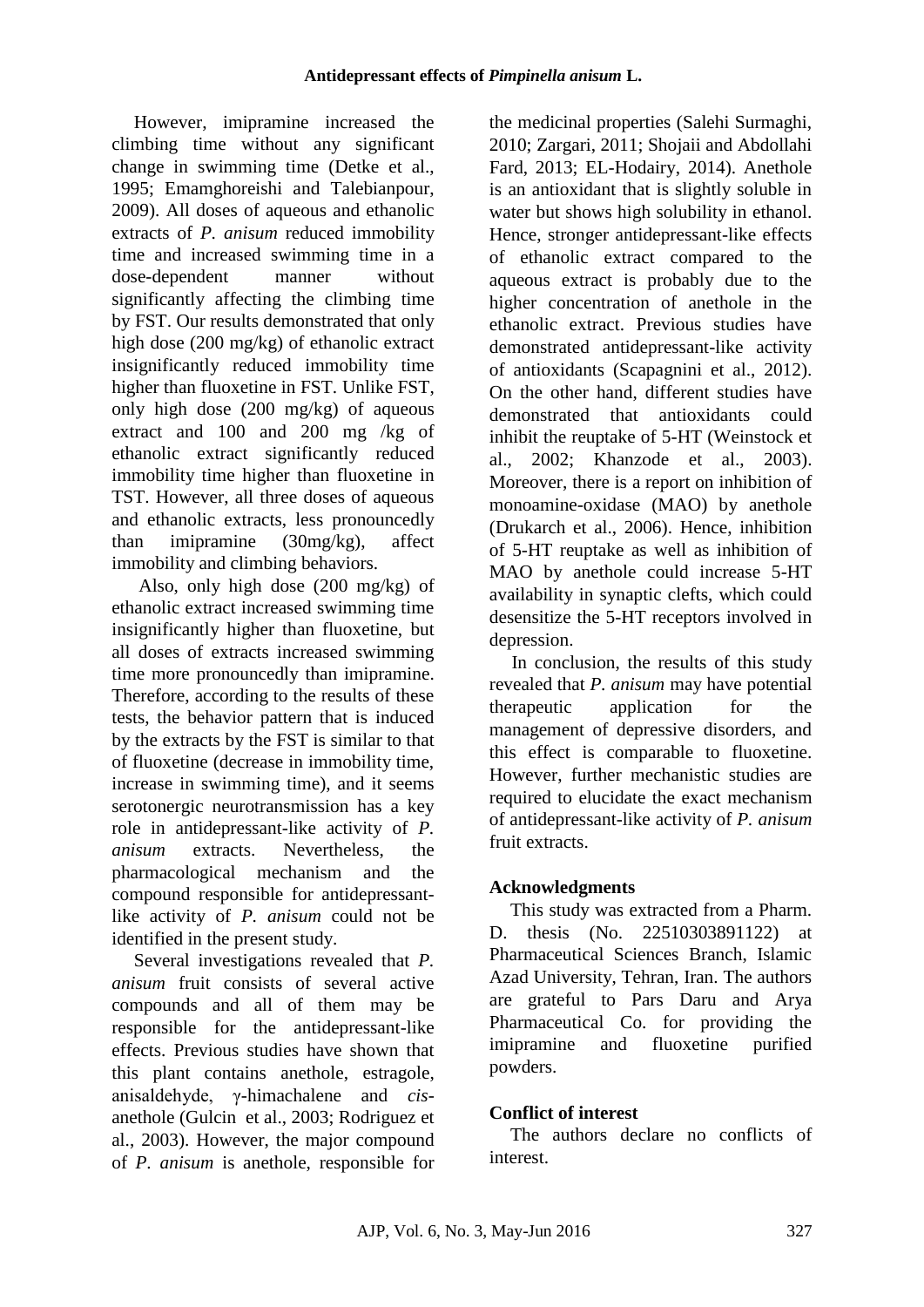However, imipramine increased the climbing time without any significant change in swimming time (Detke et al., 1995; Emamghoreishi and Talebianpour, 2009). All doses of aqueous and ethanolic extracts of *P. anisum* reduced immobility time and increased swimming time in a dose-dependent manner without significantly affecting the climbing time by FST. Our results demonstrated that only high dose (200 mg/kg) of ethanolic extract insignificantly reduced immobility time higher than fluoxetine in FST. Unlike FST, only high dose (200 mg/kg) of aqueous extract and 100 and 200 mg /kg of ethanolic extract significantly reduced immobility time higher than fluoxetine in TST. However, all three doses of aqueous and ethanolic extracts, less pronouncedly than imipramine (30mg/kg), affect immobility and climbing behaviors.

Also, only high dose (200 mg/kg) of ethanolic extract increased swimming time insignificantly higher than fluoxetine, but all doses of extracts increased swimming time more pronouncedly than imipramine. Therefore, according to the results of these tests, the behavior pattern that is induced by the extracts by the FST is similar to that of fluoxetine (decrease in immobility time, increase in swimming time), and it seems serotonergic neurotransmission has a key role in antidepressant-like activity of *P. anisum* extracts. Nevertheless, the pharmacological mechanism and the compound responsible for antidepressant-like activity of *P. anisum* could not be identified in the present study.

Several investigations revealed that *P. anisum* fruit consists of several active compounds and all of them may be responsible for the antidepressant-like effects. Previous studies have shown that this plant contains anethole, estragole, anisaldehyde, γ-himachalene and *cis*-anethole (Gulcin et al., 2003; Rodriguez et al., 2003). However, the major compound of *P. anisum* is anethole, responsible for the medicinal properties (Salehi Surmaghi, 2010; Zargari, 2011; Shojaii and Abdollahi Fard, 2013; EL-Hodairy, 2014). Anethole is an antioxidant that is slightly soluble in water but shows high solubility in ethanol. Hence, stronger antidepressant-like effects of ethanolic extract compared to the aqueous extract is probably due to the higher concentration of anethole in the ethanolic extract. Previous studies have demonstrated antidepressant-like activity of antioxidants (Scapagnini et al., 2012). On the other hand, different studies have demonstrated that antioxidants could inhibit the reuptake of 5-HT (Weinstock et al., 2002; Khanzode et al., 2003). Moreover, there is a report on inhibition of monoamine-oxidase (MAO) by anethole (Drukarch et al., 2006). Hence, inhibition of 5-HT reuptake as well as inhibition of MAO by anethole could increase 5-HT availability in synaptic clefts, which could desensitize the 5-HT receptors involved in depression.

In conclusion, the results of this study revealed that *P. anisum* may have potential therapeutic application for the management of depressive disorders, and this effect is comparable to fluoxetine. However, further mechanistic studies are required to elucidate the exact mechanism of antidepressant-like activity of *P. anisum* fruit extracts.

## Acknowledgments

This study was extracted from a Pharm. D. thesis (No. 22510303891122) at Pharmaceutical Sciences Branch, Islamic Azad University, Tehran, Iran. The authors are grateful to Pars Daru and Arya Pharmaceutical Co. for providing the imipramine and fluoxetine purified powders.

## Conflict of interest

The authors declare no conflicts of interest.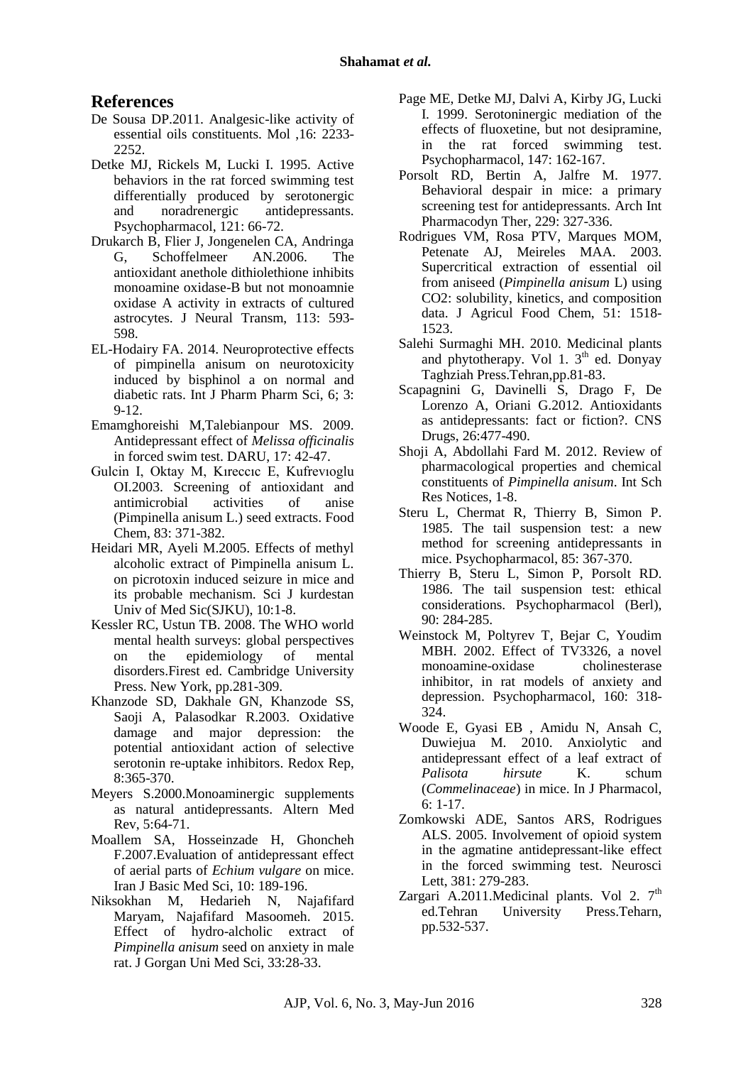## References

De Sousa DP.2011. Analgesic-like activity of essential oils constituents. Mol ,16: 2233-2252.

Detke MJ, Rickels M, Lucki I. 1995. Active behaviors in the rat forced swimming test differentially produced by serotonergic and noradrenergic antidepressants. Psychopharmacol, 121: 66-72.

Drukarch B, Flier J, Jongenelen CA, Andringa G, Schoffelmeer AN.2006. The antioxidant anethole dithiolethione inhibits monoamine oxidase-B but not monoamnie oxidase A activity in extracts of cultured astrocytes. J Neural Transm, 113: 593-598.

EL-Hodairy FA. 2014. Neuroprotective effects of pimpinella anisum on neurotoxicity induced by bisphinol a on normal and diabetic rats. Int J Pharm Pharm Sci, 6; 3: 9-12.

Emamghoreishi M,Talebianpour MS. 2009. Antidepressant effect of *Melissa officinalis* in forced swim test. DARU, 17: 42-47.

Gulcin I, Oktay M, Kıreccıc E, Kufrevıoglu OI.2003. Screening of antioxidant and antimicrobial activities of anise (Pimpinella anisum L.) seed extracts. Food Chem, 83: 371-382.

Heidari MR, Ayeli M.2005. Effects of methyl alcoholic extract of Pimpinella anisum L. on picrotoxin induced seizure in mice and its probable mechanism. Sci J kurdestan Univ of Med Sic(SJKU), 10:1-8.

Kessler RC, Ustun TB. 2008. The WHO world mental health surveys: global perspectives on the epidemiology of mental disorders.Firest ed. Cambridge University Press. New York, pp.281-309.

Khanzode SD, Dakhale GN, Khanzode SS, Saoji A, Palasodkar R.2003. Oxidative damage and major depression: the potential antioxidant action of selective serotonin re-uptake inhibitors. Redox Rep, 8:365-370.

Meyers S.2000.Monoaminergic supplements as natural antidepressants. Altern Med Rev, 5:64-71.

Moallem SA, Hosseinzade H, Ghoncheh F.2007.Evaluation of antidepressant effect of aerial parts of *Echium vulgare* on mice. Iran J Basic Med Sci, 10: 189-196.

Niksokhan M, Hedarieh N, Najafifard Maryam, Najafifard Masoomeh. 2015. Effect of hydro-alcholic extract of *Pimpinella anisum* seed on anxiety in male rat. J Gorgan Uni Med Sci, 33:28-33.

Page ME, Detke MJ, Dalvi A, Kirby JG, Lucki I. 1999. Serotoninergic mediation of the effects of fluoxetine, but not desipramine, in the rat forced swimming test. Psychopharmacol, 147: 162-167.

Porsolt RD, Bertin A, Jalfre M. 1977. Behavioral despair in mice: a primary screening test for antidepressants. Arch Int Pharmacodyn Ther, 229: 327-336.

Rodrigues VM, Rosa PTV, Marques MOM, Petenate AJ, Meireles MAA. 2003. Supercritical extraction of essential oil from aniseed (*Pimpinella anisum* L) using CO2: solubility, kinetics, and composition data. J Agricul Food Chem, 51: 1518-1523.

Salehi Surmaghi MH. 2010. Medicinal plants and phytotherapy. Vol 1. 3th ed. Donyay Taghziah Press.Tehran,pp.81-83.

Scapagnini G, Davinelli S, Drago F, De Lorenzo A, Oriani G.2012. Antioxidants as antidepressants: fact or fiction?. CNS Drugs, 26:477-490.

Shoji A, Abdollahi Fard M. 2012. Review of pharmacological properties and chemical constituents of *Pimpinella anisum*. Int Sch Res Notices, 1-8.

Steru L, Chermat R, Thierry B, Simon P. 1985. The tail suspension test: a new method for screening antidepressants in mice. Psychopharmacol, 85: 367-370.

Thierry B, Steru L, Simon P, Porsolt RD. 1986. The tail suspension test: ethical considerations. Psychopharmacol (Berl), 90: 284-285.

Weinstock M, Poltyrev T, Bejar C, Youdim MBH. 2002. Effect of TV3326, a novel monoamine-oxidase cholinesterase inhibitor, in rat models of anxiety and depression. Psychopharmacol, 160: 318-324.

Woode E, Gyasi EB , Amidu N, Ansah C, Duwiejua M. 2010. Anxiolytic and antidepressant effect of a leaf extract of *Palisota hirsute* K. schum (*Commelinaceae*) in mice. In J Pharmacol, 6: 1-17.

Zomkowski ADE, Santos ARS, Rodrigues ALS. 2005. Involvement of opioid system in the agmatine antidepressant-like effect in the forced swimming test. Neurosci Lett, 381: 279-283.

Zargari A.2011.Medicinal plants. Vol 2. 7th ed.Tehran University Press.Teharn, pp.532-537.